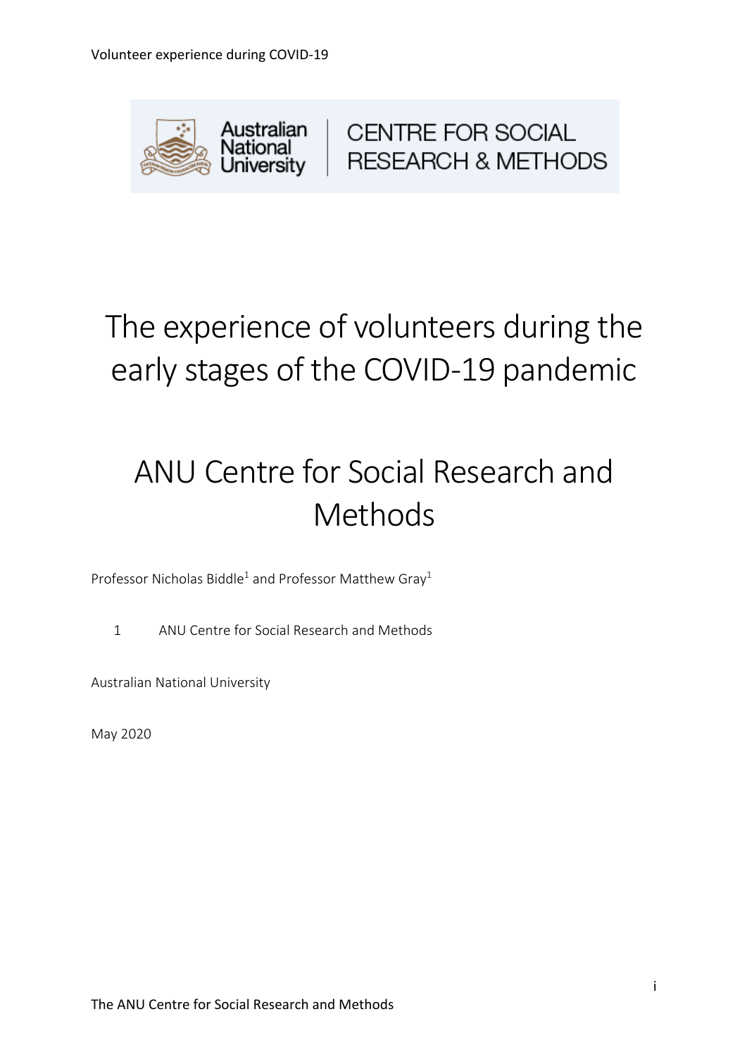# The experience of volunteers during the early stages of the COVID-19 pandemic

# ANU Centre for Social Research and Methods

Professor Nicholas Biddle[1] and Professor Matthew Gray[1]

1 ANU Centre for Social Research and Methods

Australian National University

May 2020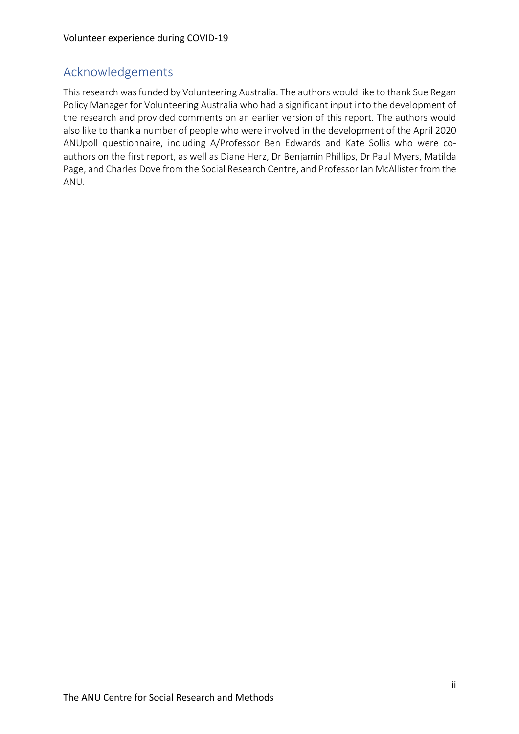## Acknowledgements

This research was funded by Volunteering Australia. The authors would like to thank Sue Regan Policy Manager for Volunteering Australia who had a significant input into the development of the research and provided comments on an earlier version of this report. The authors would also like to thank a number of people who were involved in the development of the April 2020 ANUpoll questionnaire, including A/Professor Ben Edwards and Kate Sollis who were co-authors on the first report, as well as Diane Herz, Dr Benjamin Phillips, Dr Paul Myers, Matilda Page, and Charles Dove from the Social Research Centre, and Professor Ian McAllister from the ANU.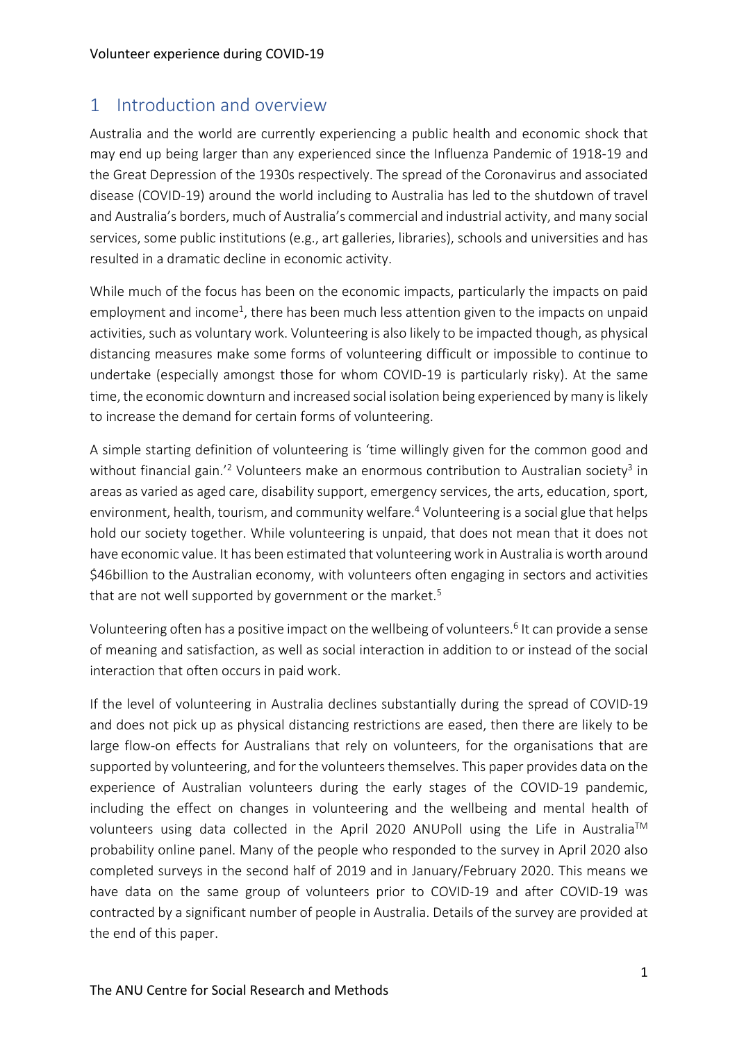## 1 Introduction and overview

Australia and the world are currently experiencing a public health and economic shock that may end up being larger than any experienced since the Influenza Pandemic of 1918-19 and the Great Depression of the 1930s respectively. The spread of the Coronavirus and associated disease (COVID-19) around the world including to Australia has led to the shutdown of travel and Australia's borders, much of Australia's commercial and industrial activity, and many social services, some public institutions (e.g., art galleries, libraries), schools and universities and has resulted in a dramatic decline in economic activity.

While much of the focus has been on the economic impacts, particularly the impacts on paid employment and income[1], there has been much less attention given to the impacts on unpaid activities, such as voluntary work. Volunteering is also likely to be impacted though, as physical distancing measures make some forms of volunteering difficult or impossible to continue to undertake (especially amongst those for whom COVID-19 is particularly risky). At the same time, the economic downturn and increased social isolation being experienced by many is likely to increase the demand for certain forms of volunteering.

A simple starting definition of volunteering is 'time willingly given for the common good and without financial gain.'[2] Volunteers make an enormous contribution to Australian society[3] in areas as varied as aged care, disability support, emergency services, the arts, education, sport, environment, health, tourism, and community welfare.[4] Volunteering is a social glue that helps hold our society together. While volunteering is unpaid, that does not mean that it does not have economic value. It has been estimated that volunteering work in Australia is worth around $46billion to the Australian economy, with volunteers often engaging in sectors and activities that are not well supported by government or the market.[5]

Volunteering often has a positive impact on the wellbeing of volunteers.[6] It can provide a sense of meaning and satisfaction, as well as social interaction in addition to or instead of the social interaction that often occurs in paid work.

If the level of volunteering in Australia declines substantially during the spread of COVID-19 and does not pick up as physical distancing restrictions are eased, then there are likely to be large flow-on effects for Australians that rely on volunteers, for the organisations that are supported by volunteering, and for the volunteers themselves. This paper provides data on the experience of Australian volunteers during the early stages of the COVID-19 pandemic, including the effect on changes in volunteering and the wellbeing and mental health of volunteers using data collected in the April 2020 ANUPoll using the Life in Australia™ probability online panel. Many of the people who responded to the survey in April 2020 also completed surveys in the second half of 2019 and in January/February 2020. This means we have data on the same group of volunteers prior to COVID-19 and after COVID-19 was contracted by a significant number of people in Australia. Details of the survey are provided at the end of this paper.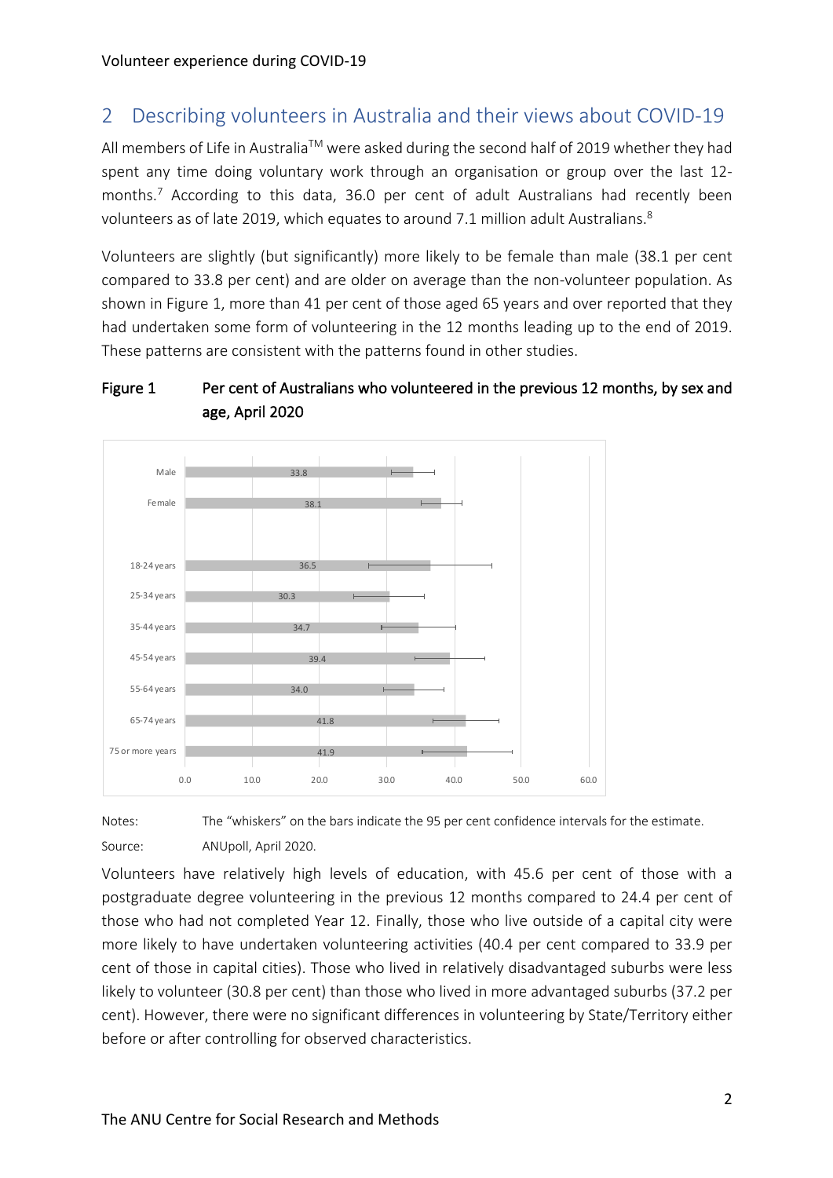## 2 Describing volunteers in Australia and their views about COVID-19

All members of Life in Australia™ were asked during the second half of 2019 whether they had spent any time doing voluntary work through an organisation or group over the last 12-months.[7] According to this data, 36.0 per cent of adult Australians had recently been volunteers as of late 2019, which equates to around 7.1 million adult Australians.[8]

Volunteers are slightly (but significantly) more likely to be female than male (38.1 per cent compared to 33.8 per cent) and are older on average than the non-volunteer population. As shown in Figure 1, more than 41 per cent of those aged 65 years and over reported that they had undertaken some form of volunteering in the 12 months leading up to the end of 2019. These patterns are consistent with the patterns found in other studies.

**Figure 1 Per cent of Australians who volunteered in the previous 12 months, by sex and age, April 2020**

| | Per cent |
|---|---|
| Male | 33.8 |
| Female | 38.1 |
| 18-24 years | 36.5 |
| 25-34 years | 30.3 |
| 35-44 years | 34.7 |
| 45-54 years | 39.4 |
| 55-64 years | 34.0 |
| 65-74 years | 41.8 |
| 75 or more years | 41.9 |

Notes: The "whiskers" on the bars indicate the 95 per cent confidence intervals for the estimate.

Source: ANUpoll, April 2020.

Volunteers have relatively high levels of education, with 45.6 per cent of those with a postgraduate degree volunteering in the previous 12 months compared to 24.4 per cent of those who had not completed Year 12. Finally, those who live outside of a capital city were more likely to have undertaken volunteering activities (40.4 per cent compared to 33.9 per cent of those in capital cities). Those who lived in relatively disadvantaged suburbs were less likely to volunteer (30.8 per cent) than those who lived in more advantaged suburbs (37.2 per cent). However, there were no significant differences in volunteering by State/Territory either before or after controlling for observed characteristics.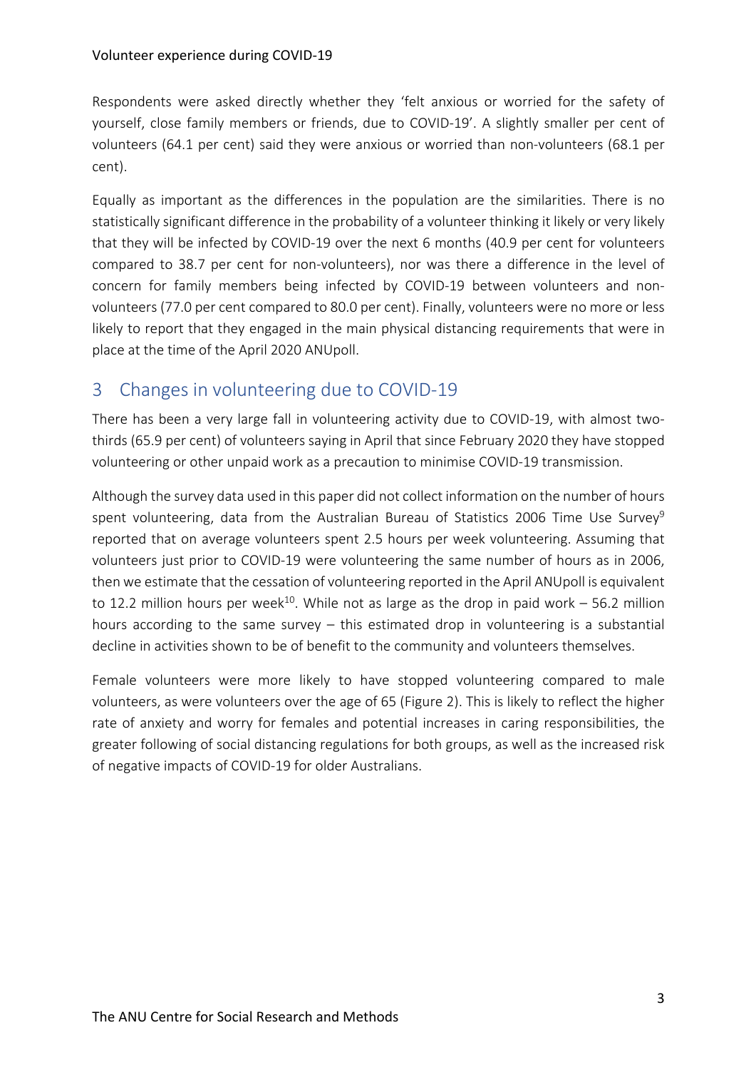Respondents were asked directly whether they 'felt anxious or worried for the safety of yourself, close family members or friends, due to COVID-19'. A slightly smaller per cent of volunteers (64.1 per cent) said they were anxious or worried than non-volunteers (68.1 per cent).

Equally as important as the differences in the population are the similarities. There is no statistically significant difference in the probability of a volunteer thinking it likely or very likely that they will be infected by COVID-19 over the next 6 months (40.9 per cent for volunteers compared to 38.7 per cent for non-volunteers), nor was there a difference in the level of concern for family members being infected by COVID-19 between volunteers and non-volunteers (77.0 per cent compared to 80.0 per cent). Finally, volunteers were no more or less likely to report that they engaged in the main physical distancing requirements that were in place at the time of the April 2020 ANUpoll.

## 3 Changes in volunteering due to COVID-19

There has been a very large fall in volunteering activity due to COVID-19, with almost two-thirds (65.9 per cent) of volunteers saying in April that since February 2020 they have stopped volunteering or other unpaid work as a precaution to minimise COVID-19 transmission.

Although the survey data used in this paper did not collect information on the number of hours spent volunteering, data from the Australian Bureau of Statistics 2006 Time Use Survey[9] reported that on average volunteers spent 2.5 hours per week volunteering. Assuming that volunteers just prior to COVID-19 were volunteering the same number of hours as in 2006, then we estimate that the cessation of volunteering reported in the April ANUpoll is equivalent to 12.2 million hours per week[10]. While not as large as the drop in paid work – 56.2 million hours according to the same survey – this estimated drop in volunteering is a substantial decline in activities shown to be of benefit to the community and volunteers themselves.

Female volunteers were more likely to have stopped volunteering compared to male volunteers, as were volunteers over the age of 65 (Figure 2). This is likely to reflect the higher rate of anxiety and worry for females and potential increases in caring responsibilities, the greater following of social distancing regulations for both groups, as well as the increased risk of negative impacts of COVID-19 for older Australians.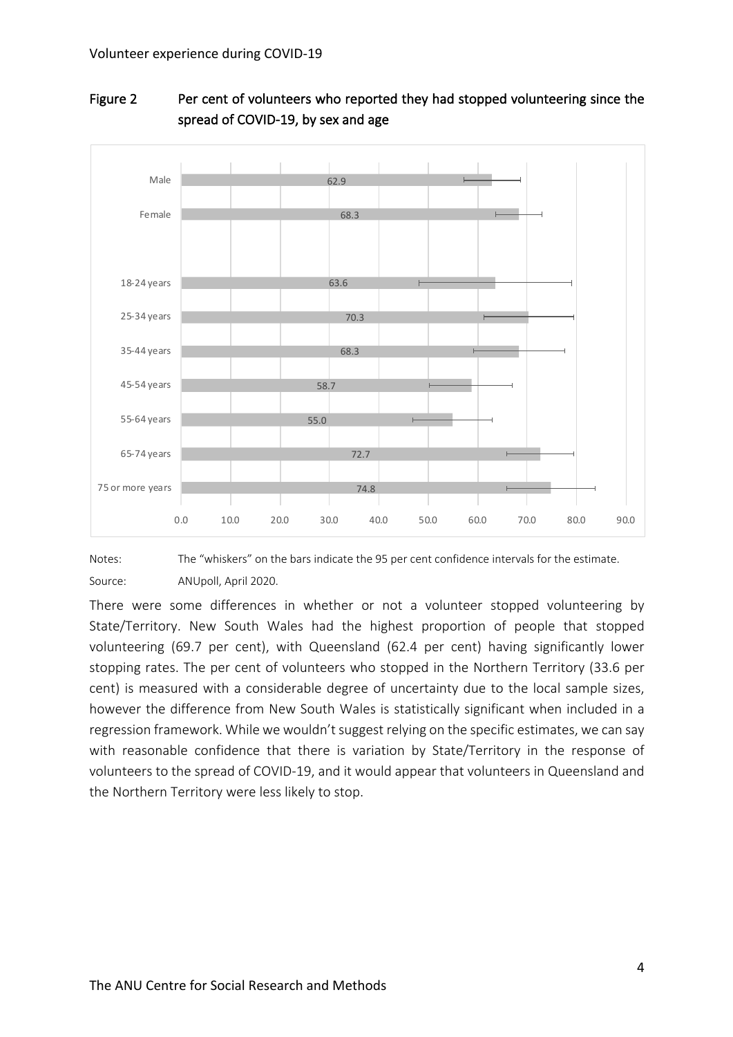**Figure 2 Per cent of volunteers who reported they had stopped volunteering since the spread of COVID-19, by sex and age**

| Group | Per cent |
|---|---|
| Male | 62.9 |
| Female | 68.3 |
| 18-24 years | 63.6 |
| 25-34 years | 70.3 |
| 35-44 years | 68.3 |
| 45-54 years | 58.7 |
| 55-64 years | 55.0 |
| 65-74 years | 72.7 |
| 75 or more years | 74.8 |

Notes: The "whiskers" on the bars indicate the 95 per cent confidence intervals for the estimate.

Source: ANUpoll, April 2020.

There were some differences in whether or not a volunteer stopped volunteering by State/Territory. New South Wales had the highest proportion of people that stopped volunteering (69.7 per cent), with Queensland (62.4 per cent) having significantly lower stopping rates. The per cent of volunteers who stopped in the Northern Territory (33.6 per cent) is measured with a considerable degree of uncertainty due to the local sample sizes, however the difference from New South Wales is statistically significant when included in a regression framework. While we wouldn't suggest relying on the specific estimates, we can say with reasonable confidence that there is variation by State/Territory in the response of volunteers to the spread of COVID-19, and it would appear that volunteers in Queensland and the Northern Territory were less likely to stop.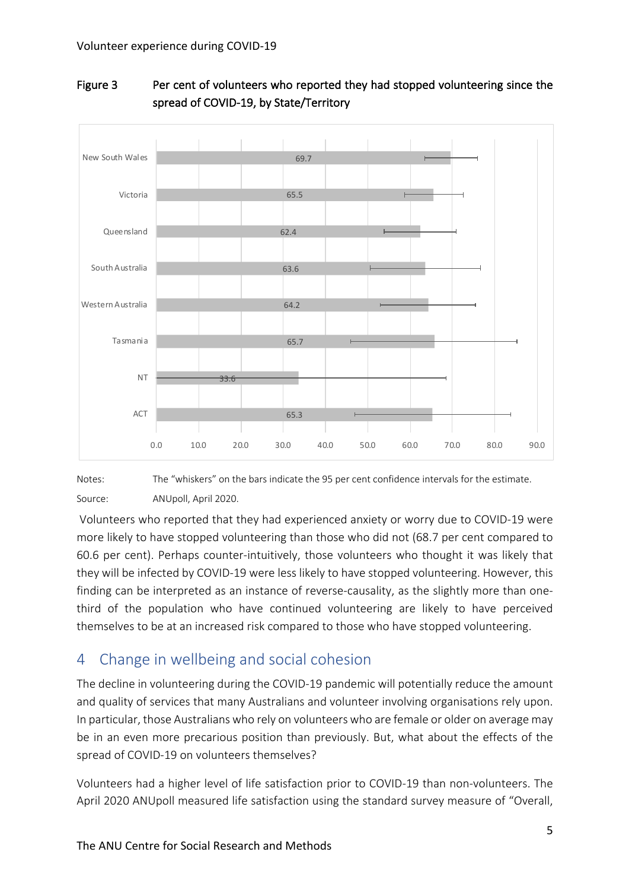Figure 3 Per cent of volunteers who reported they had stopped volunteering since the spread of COVID-19, by State/Territory

| State/Territory | Per cent |
|---|---|
| New South Wales | 69.7 |
| Victoria | 65.5 |
| Queensland | 62.4 |
| South Australia | 63.6 |
| Western Australia | 64.2 |
| Tasmania | 65.7 |
| NT | 33.6 |
| ACT | 65.3 |

Notes: The "whiskers" on the bars indicate the 95 per cent confidence intervals for the estimate.

Source: ANUpoll, April 2020.

Volunteers who reported that they had experienced anxiety or worry due to COVID-19 were more likely to have stopped volunteering than those who did not (68.7 per cent compared to 60.6 per cent). Perhaps counter-intuitively, those volunteers who thought it was likely that they will be infected by COVID-19 were less likely to have stopped volunteering. However, this finding can be interpreted as an instance of reverse-causality, as the slightly more than one-third of the population who have continued volunteering are likely to have perceived themselves to be at an increased risk compared to those who have stopped volunteering.

## 4 Change in wellbeing and social cohesion

The decline in volunteering during the COVID-19 pandemic will potentially reduce the amount and quality of services that many Australians and volunteer involving organisations rely upon. In particular, those Australians who rely on volunteers who are female or older on average may be in an even more precarious position than previously. But, what about the effects of the spread of COVID-19 on volunteers themselves?

Volunteers had a higher level of life satisfaction prior to COVID-19 than non-volunteers. The April 2020 ANUpoll measured life satisfaction using the standard survey measure of "Overall,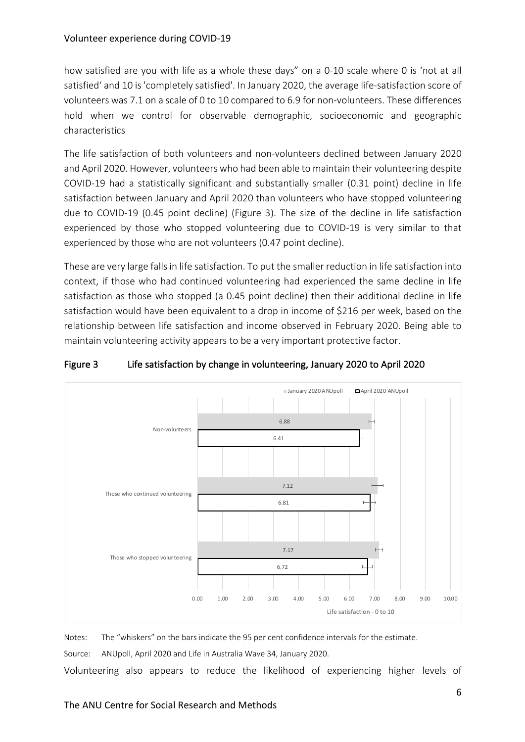how satisfied are you with life as a whole these days" on a 0-10 scale where 0 is 'not at all satisfied' and 10 is 'completely satisfied'. In January 2020, the average life-satisfaction score of volunteers was 7.1 on a scale of 0 to 10 compared to 6.9 for non-volunteers. These differences hold when we control for observable demographic, socioeconomic and geographic characteristics

The life satisfaction of both volunteers and non-volunteers declined between January 2020 and April 2020. However, volunteers who had been able to maintain their volunteering despite COVID-19 had a statistically significant and substantially smaller (0.31 point) decline in life satisfaction between January and April 2020 than volunteers who have stopped volunteering due to COVID-19 (0.45 point decline) (Figure 3). The size of the decline in life satisfaction experienced by those who stopped volunteering due to COVID-19 is very similar to that experienced by those who are not volunteers (0.47 point decline).

These are very large falls in life satisfaction. To put the smaller reduction in life satisfaction into context, if those who had continued volunteering had experienced the same decline in life satisfaction as those who stopped (a 0.45 point decline) then their additional decline in life satisfaction would have been equivalent to a drop in income of $216 per week, based on the relationship between life satisfaction and income observed in February 2020. Being able to maintain volunteering activity appears to be a very important protective factor.

**Figure 3 Life satisfaction by change in volunteering, January 2020 to April 2020**

| | January 2020 ANUpoll | April 2020 ANUpoll |
|---|---|---|
| Non-volunteers | 6.88 | 6.41 |
| Those who continued volunteering | 7.12 | 6.81 |
| Those who stopped volunteering | 7.17 | 6.72 |

Life satisfaction - 0 to 10

Notes: The "whiskers" on the bars indicate the 95 per cent confidence intervals for the estimate.

Source: ANUpoll, April 2020 and Life in Australia Wave 34, January 2020.

Volunteering also appears to reduce the likelihood of experiencing higher levels of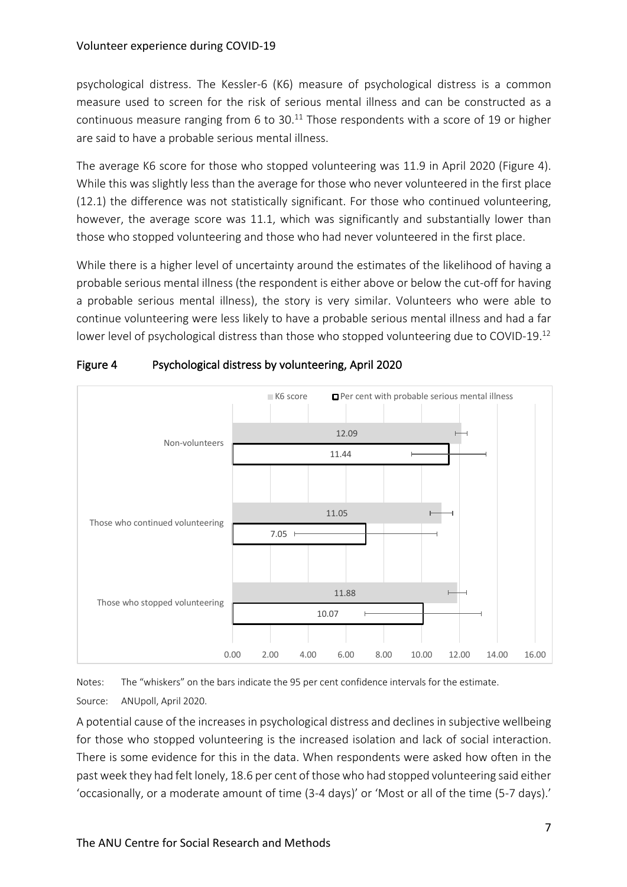psychological distress. The Kessler-6 (K6) measure of psychological distress is a common measure used to screen for the risk of serious mental illness and can be constructed as a continuous measure ranging from 6 to 30.[11] Those respondents with a score of 19 or higher are said to have a probable serious mental illness.

The average K6 score for those who stopped volunteering was 11.9 in April 2020 (Figure 4). While this was slightly less than the average for those who never volunteered in the first place (12.1) the difference was not statistically significant. For those who continued volunteering, however, the average score was 11.1, which was significantly and substantially lower than those who stopped volunteering and those who had never volunteered in the first place.

While there is a higher level of uncertainty around the estimates of the likelihood of having a probable serious mental illness (the respondent is either above or below the cut-off for having a probable serious mental illness), the story is very similar. Volunteers who were able to continue volunteering were less likely to have a probable serious mental illness and had a far lower level of psychological distress than those who stopped volunteering due to COVID-19.[12]

**Figure 4 Psychological distress by volunteering, April 2020**

| | K6 score | Per cent with probable serious mental illness |
|---|---|---|
| Non-volunteers | 12.09 | 11.44 |
| Those who continued volunteering | 11.05 | 7.05 |
| Those who stopped volunteering | 11.88 | 10.07 |

Notes: The "whiskers" on the bars indicate the 95 per cent confidence intervals for the estimate.

Source: ANUpoll, April 2020.

A potential cause of the increases in psychological distress and declines in subjective wellbeing for those who stopped volunteering is the increased isolation and lack of social interaction. There is some evidence for this in the data. When respondents were asked how often in the past week they had felt lonely, 18.6 per cent of those who had stopped volunteering said either 'occasionally, or a moderate amount of time (3-4 days)' or 'Most or all of the time (5-7 days).'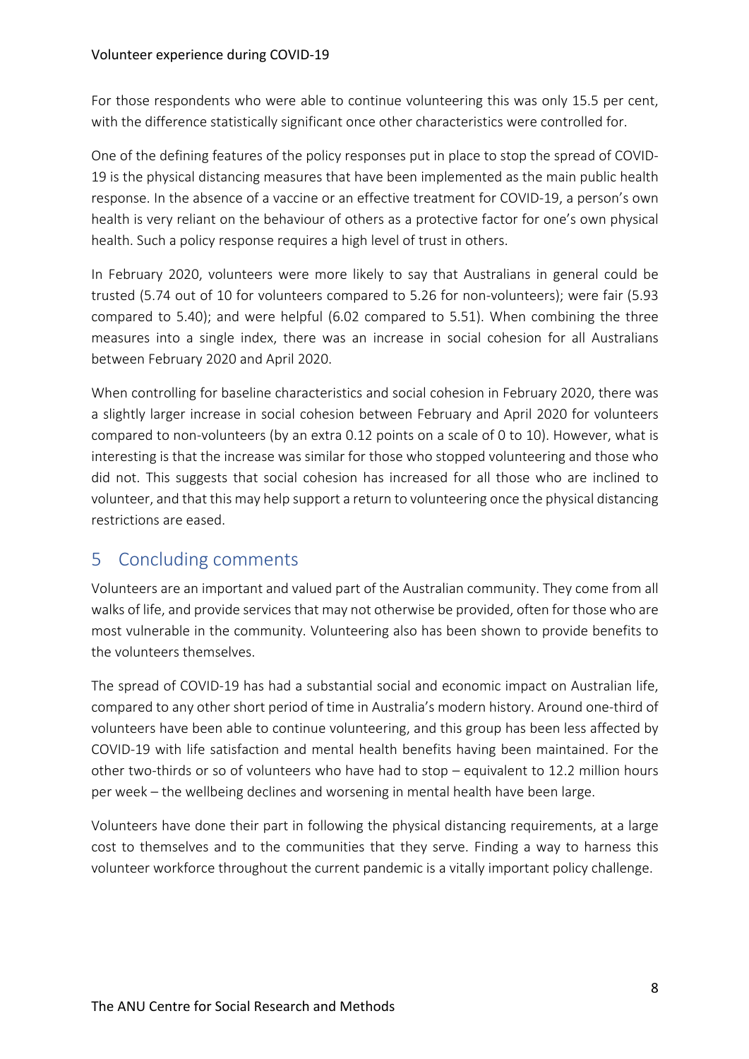For those respondents who were able to continue volunteering this was only 15.5 per cent, with the difference statistically significant once other characteristics were controlled for.

One of the defining features of the policy responses put in place to stop the spread of COVID-19 is the physical distancing measures that have been implemented as the main public health response. In the absence of a vaccine or an effective treatment for COVID-19, a person's own health is very reliant on the behaviour of others as a protective factor for one's own physical health. Such a policy response requires a high level of trust in others.

In February 2020, volunteers were more likely to say that Australians in general could be trusted (5.74 out of 10 for volunteers compared to 5.26 for non-volunteers); were fair (5.93 compared to 5.40); and were helpful (6.02 compared to 5.51). When combining the three measures into a single index, there was an increase in social cohesion for all Australians between February 2020 and April 2020.

When controlling for baseline characteristics and social cohesion in February 2020, there was a slightly larger increase in social cohesion between February and April 2020 for volunteers compared to non-volunteers (by an extra 0.12 points on a scale of 0 to 10). However, what is interesting is that the increase was similar for those who stopped volunteering and those who did not. This suggests that social cohesion has increased for all those who are inclined to volunteer, and that this may help support a return to volunteering once the physical distancing restrictions are eased.

## 5 Concluding comments

Volunteers are an important and valued part of the Australian community. They come from all walks of life, and provide services that may not otherwise be provided, often for those who are most vulnerable in the community. Volunteering also has been shown to provide benefits to the volunteers themselves.

The spread of COVID-19 has had a substantial social and economic impact on Australian life, compared to any other short period of time in Australia's modern history. Around one-third of volunteers have been able to continue volunteering, and this group has been less affected by COVID-19 with life satisfaction and mental health benefits having been maintained. For the other two-thirds or so of volunteers who have had to stop – equivalent to 12.2 million hours per week – the wellbeing declines and worsening in mental health have been large.

Volunteers have done their part in following the physical distancing requirements, at a large cost to themselves and to the communities that they serve. Finding a way to harness this volunteer workforce throughout the current pandemic is a vitally important policy challenge.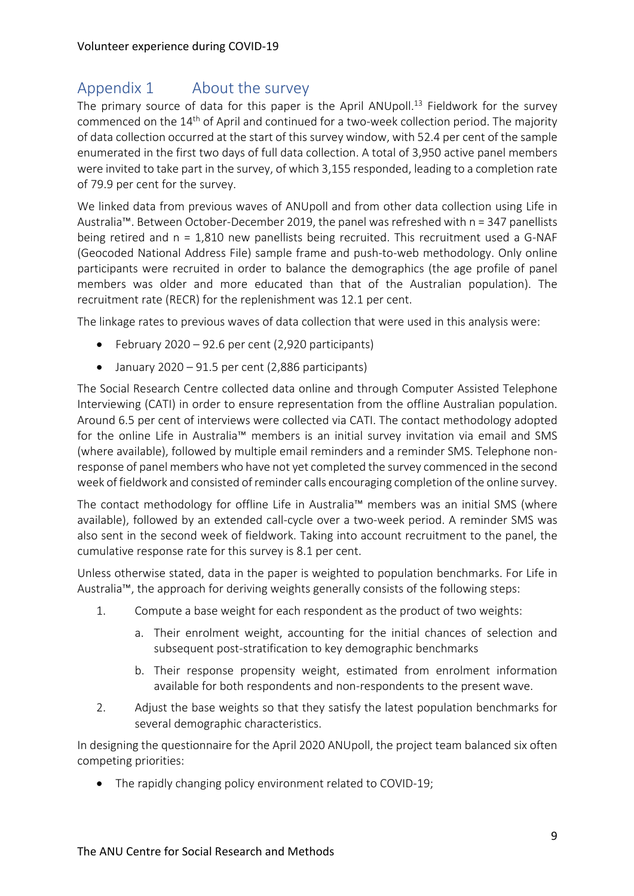## Appendix 1 About the survey

The primary source of data for this paper is the April ANUpoll.[13] Fieldwork for the survey commenced on the 14th of April and continued for a two-week collection period. The majority of data collection occurred at the start of this survey window, with 52.4 per cent of the sample enumerated in the first two days of full data collection. A total of 3,950 active panel members were invited to take part in the survey, of which 3,155 responded, leading to a completion rate of 79.9 per cent for the survey.

We linked data from previous waves of ANUpoll and from other data collection using Life in Australia™. Between October-December 2019, the panel was refreshed with n = 347 panellists being retired and n = 1,810 new panellists being recruited. This recruitment used a G-NAF (Geocoded National Address File) sample frame and push-to-web methodology. Only online participants were recruited in order to balance the demographics (the age profile of panel members was older and more educated than that of the Australian population). The recruitment rate (RECR) for the replenishment was 12.1 per cent.

The linkage rates to previous waves of data collection that were used in this analysis were:

- February 2020 – 92.6 per cent (2,920 participants)
- January 2020 – 91.5 per cent (2,886 participants)

The Social Research Centre collected data online and through Computer Assisted Telephone Interviewing (CATI) in order to ensure representation from the offline Australian population. Around 6.5 per cent of interviews were collected via CATI. The contact methodology adopted for the online Life in Australia™ members is an initial survey invitation via email and SMS (where available), followed by multiple email reminders and a reminder SMS. Telephone non-response of panel members who have not yet completed the survey commenced in the second week of fieldwork and consisted of reminder calls encouraging completion of the online survey.

The contact methodology for offline Life in Australia™ members was an initial SMS (where available), followed by an extended call-cycle over a two-week period. A reminder SMS was also sent in the second week of fieldwork. Taking into account recruitment to the panel, the cumulative response rate for this survey is 8.1 per cent.

Unless otherwise stated, data in the paper is weighted to population benchmarks. For Life in Australia™, the approach for deriving weights generally consists of the following steps:

1. Compute a base weight for each respondent as the product of two weights:
   a. Their enrolment weight, accounting for the initial chances of selection and subsequent post-stratification to key demographic benchmarks
   b. Their response propensity weight, estimated from enrolment information available for both respondents and non-respondents to the present wave.
2. Adjust the base weights so that they satisfy the latest population benchmarks for several demographic characteristics.

In designing the questionnaire for the April 2020 ANUpoll, the project team balanced six often competing priorities:

- The rapidly changing policy environment related to COVID-19;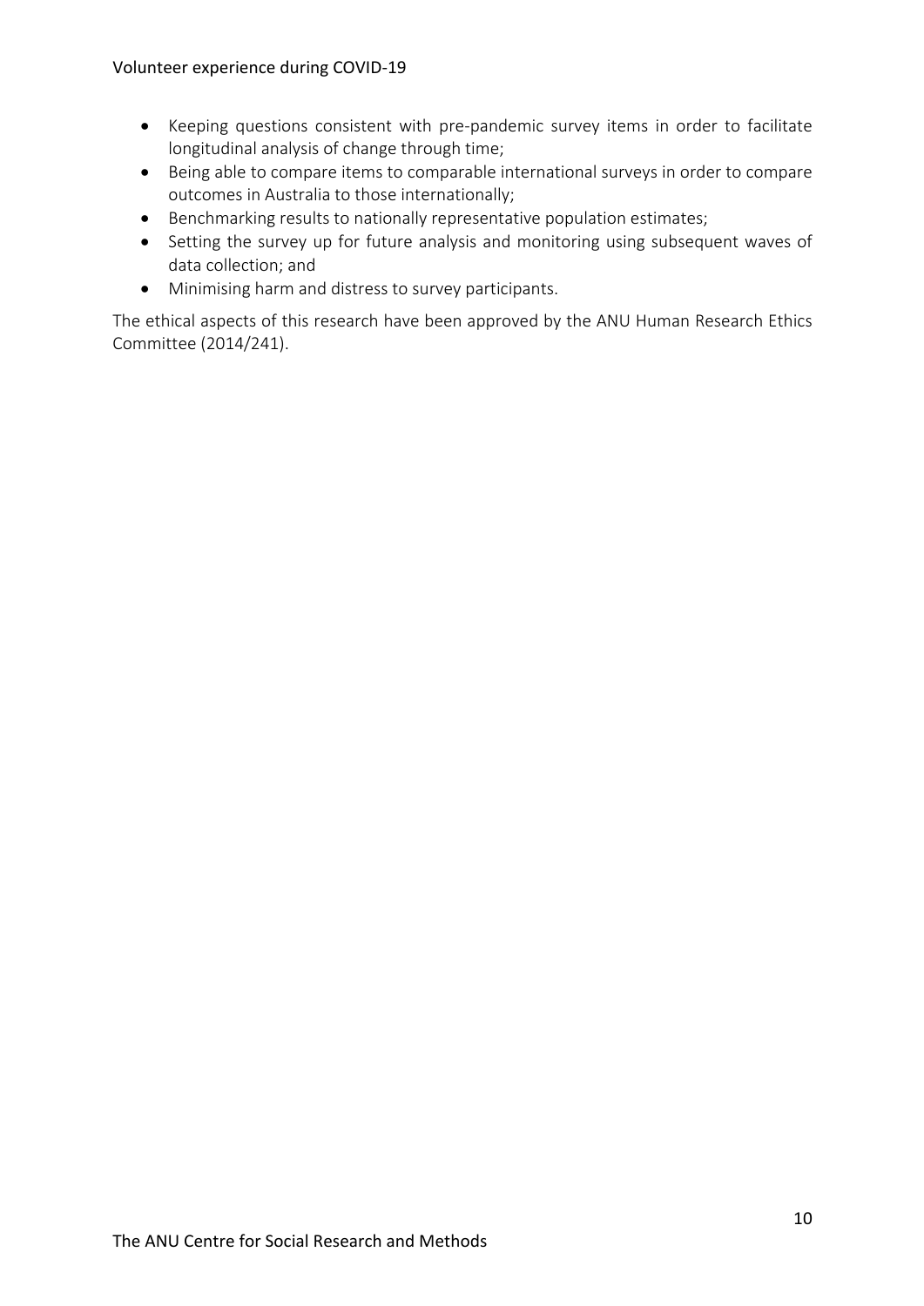- Keeping questions consistent with pre-pandemic survey items in order to facilitate longitudinal analysis of change through time;
- Being able to compare items to comparable international surveys in order to compare outcomes in Australia to those internationally;
- Benchmarking results to nationally representative population estimates;
- Setting the survey up for future analysis and monitoring using subsequent waves of data collection; and
- Minimising harm and distress to survey participants.

The ethical aspects of this research have been approved by the ANU Human Research Ethics Committee (2014/241).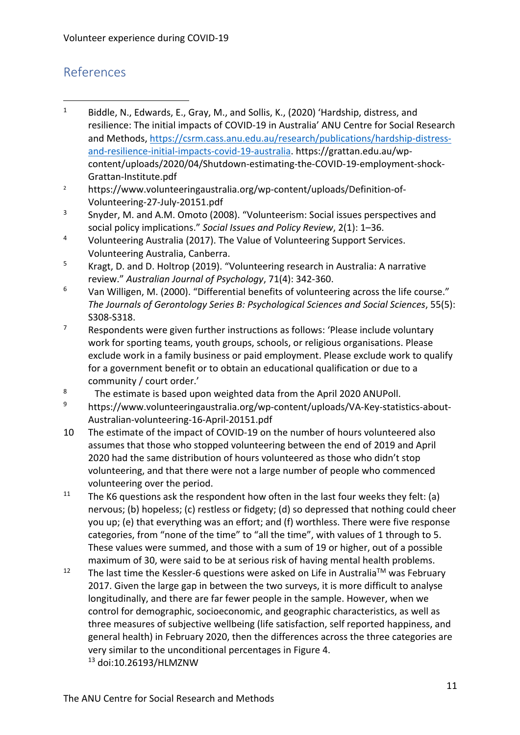## References

[1] Biddle, N., Edwards, E., Gray, M., and Sollis, K., (2020) 'Hardship, distress, and resilience: The initial impacts of COVID-19 in Australia' ANU Centre for Social Research and Methods, https://csrm.cass.anu.edu.au/research/publications/hardship-distress-and-resilience-initial-impacts-covid-19-australia. https://grattan.edu.au/wp-content/uploads/2020/04/Shutdown-estimating-the-COVID-19-employment-shock-Grattan-Institute.pdf

[2] https://www.volunteeringaustralia.org/wp-content/uploads/Definition-of-Volunteering-27-July-20151.pdf

[3] Snyder, M. and A.M. Omoto (2008). "Volunteerism: Social issues perspectives and social policy implications." *Social Issues and Policy Review*, 2(1): 1–36.

[4] Volunteering Australia (2017). The Value of Volunteering Support Services. Volunteering Australia, Canberra.

[5] Kragt, D. and D. Holtrop (2019). "Volunteering research in Australia: A narrative review." *Australian Journal of Psychology*, 71(4): 342-360.

[6] Van Willigen, M. (2000). "Differential benefits of volunteering across the life course." *The Journals of Gerontology Series B: Psychological Sciences and Social Sciences*, 55(5): S308-S318.

[7] Respondents were given further instructions as follows: 'Please include voluntary work for sporting teams, youth groups, schools, or religious organisations. Please exclude work in a family business or paid employment. Please exclude work to qualify for a government benefit or to obtain an educational qualification or due to a community / court order.'

[8] The estimate is based upon weighted data from the April 2020 ANUPoll.

[9] https://www.volunteeringaustralia.org/wp-content/uploads/VA-Key-statistics-about-Australian-volunteering-16-April-20151.pdf

[10] The estimate of the impact of COVID-19 on the number of hours volunteered also assumes that those who stopped volunteering between the end of 2019 and April 2020 had the same distribution of hours volunteered as those who didn't stop volunteering, and that there were not a large number of people who commenced volunteering over the period.

[11] The K6 questions ask the respondent how often in the last four weeks they felt: (a) nervous; (b) hopeless; (c) restless or fidgety; (d) so depressed that nothing could cheer you up; (e) that everything was an effort; and (f) worthless. There were five response categories, from "none of the time" to "all the time", with values of 1 through to 5. These values were summed, and those with a sum of 19 or higher, out of a possible maximum of 30, were said to be at serious risk of having mental health problems.

[12] The last time the Kessler-6 questions were asked on Life in Australia™ was February 2017. Given the large gap in between the two surveys, it is more difficult to analyse longitudinally, and there are far fewer people in the sample. However, when we control for demographic, socioeconomic, and geographic characteristics, as well as three measures of subjective wellbeing (life satisfaction, self reported happiness, and general health) in February 2020, then the differences across the three categories are very similar to the unconditional percentages in Figure 4.

[13] doi:10.26193/HLMZNW